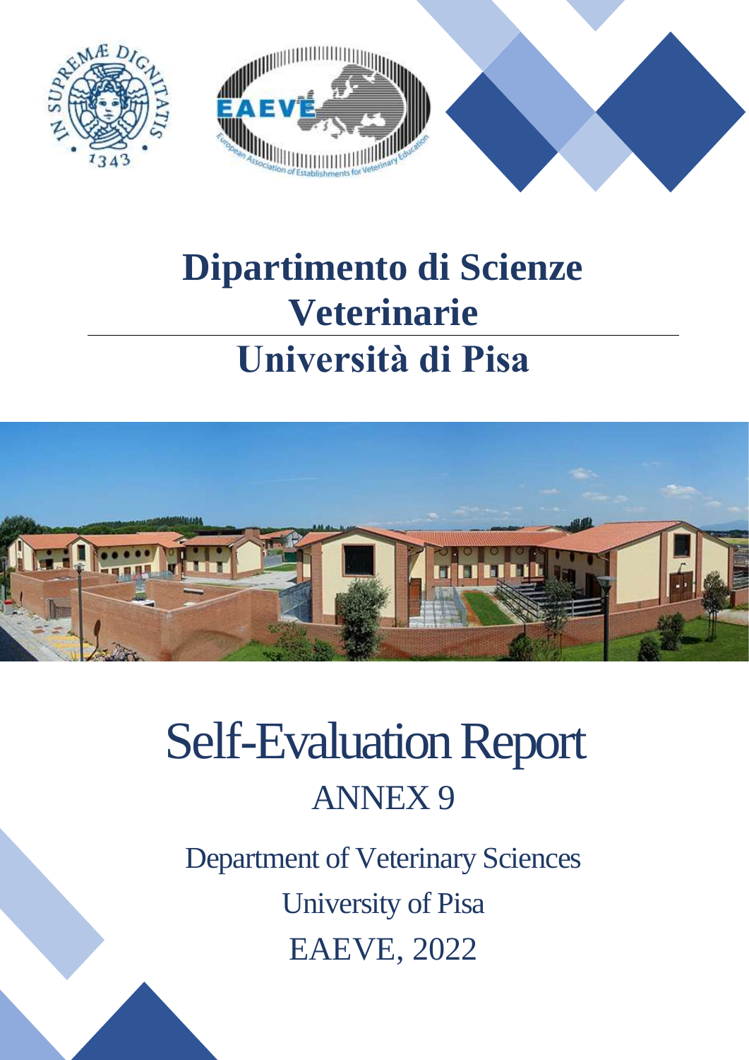# Dipartimento di Scienze Veterinarie

# Università di Pisa

# Self-Evaluation Report

## ANNEX 9

Department of Veterinary Sciences

University of Pisa

EAEVE, 2022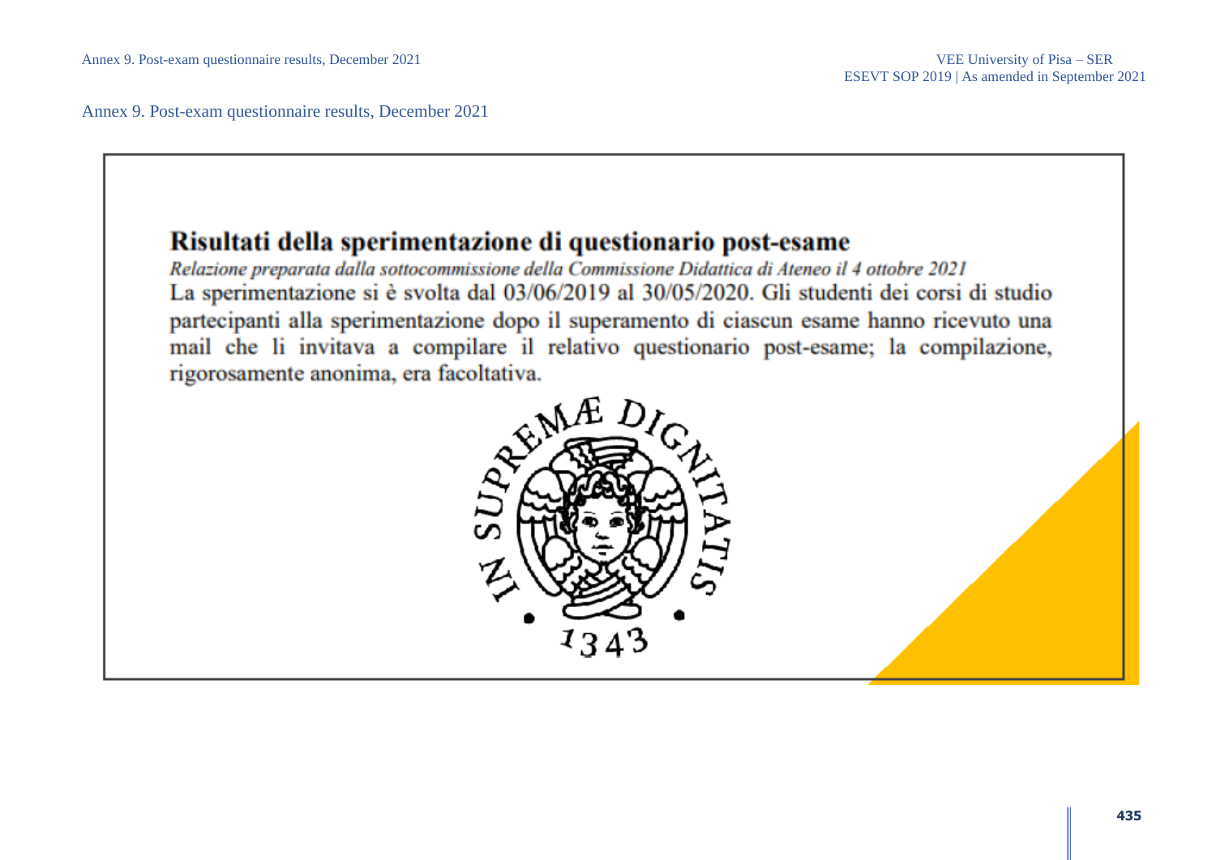Annex 9. Post-exam questionnaire results, December 2021

# Risultati della sperimentazione di questionario post-esame

*Relazione preparata dalla sottocommissione della Commissione Didattica di Ateneo il 4 ottobre 2021*

La sperimentazione si è svolta dal 03/06/2019 al 30/05/2020. Gli studenti dei corsi di studio partecipanti alla sperimentazione dopo il superamento di ciascun esame hanno ricevuto una mail che li invitava a compilare il relativo questionario post-esame; la compilazione, rigorosamente anonima, era facoltativa.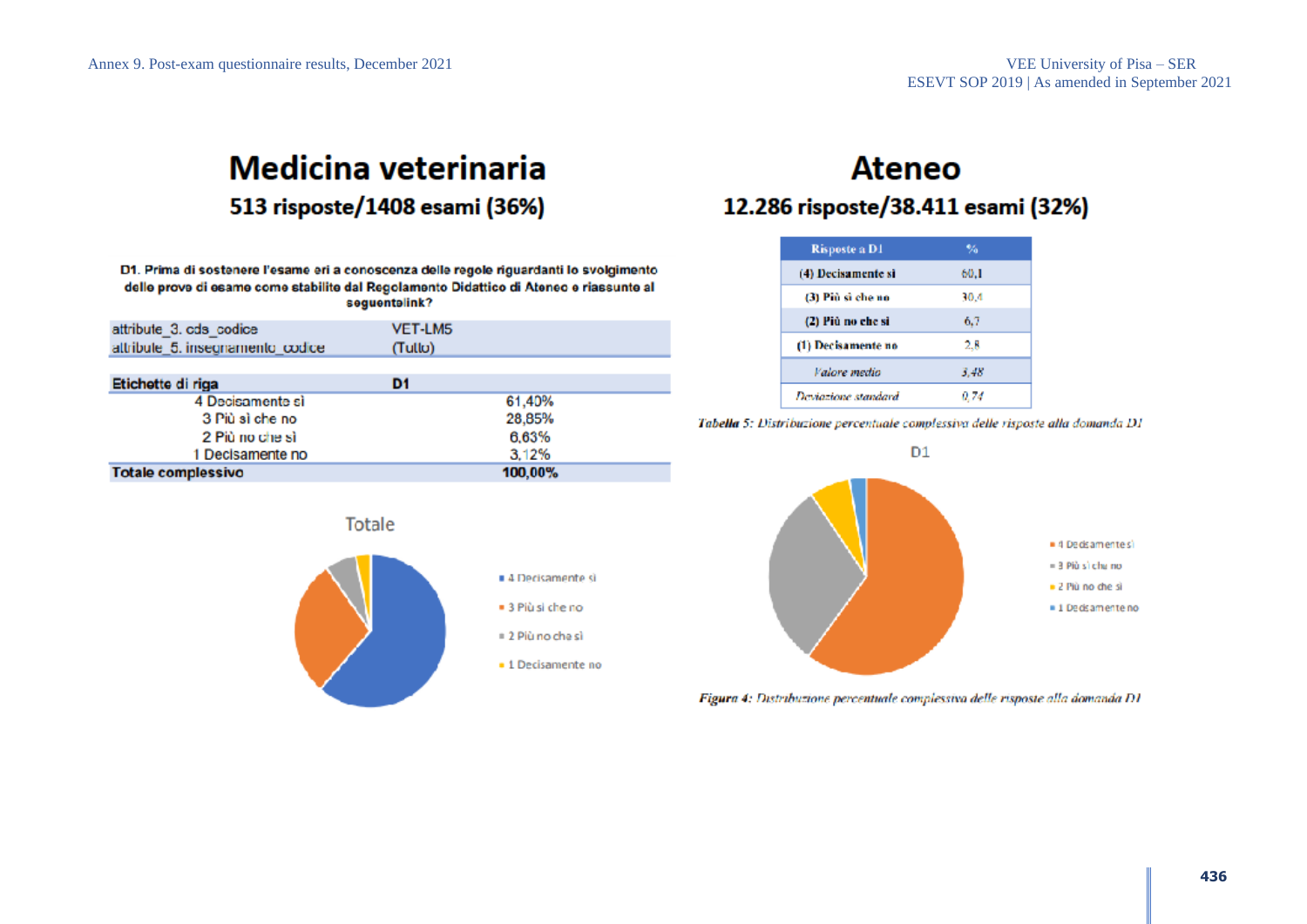# Medicina veterinaria

## 513 risposte/1408 esami (36%)

**D1. Prima di sostenere l'esame eri a conoscenza delle regole riguardanti lo svolgimento delle prove di esame come stabilite dal Regolamento Didattico di Ateneo e riassunte al seguentelink?**

| attribute_3. cds_codice | VET-LM5 |
|---|---|
| attribute_5. insegnamento_codice | (Tutto) |

| Etichette di riga | D1 |
|---|---|
| 4 Decisamente sì | 61,40% |
| 3 Più sì che no | 28,85% |
| 2 Più no che sì | 6,63% |
| 1 Decisamente no | 3,12% |
| **Totale complessivo** | **100,00%** |

Totale

- 4 Decisamente sì
- 3 Più sì che no
- 2 Più no che sì
- 1 Decisamente no

# Ateneo

## 12.286 risposte/38.411 esami (32%)

| Risposte a D1 | % |
|---|---|
| (4) Decisamente sì | 60,1 |
| (3) Più sì che no | 30,4 |
| (2) Più no che sì | 6,7 |
| (1) Decisamente no | 2,8 |
| *Valore medio* | *3,48* |
| *Deviazione standard* | *0,74* |

***Tabella 5:*** *Distribuzione percentuale complessiva delle risposte alla domanda D1*

D1

- 4 Decisamente sì
- 3 Più sì che no
- 2 Più no che sì
- 1 Decisamente no

***Figura 4:*** *Distribuzione percentuale complessiva delle risposte alla domanda D1*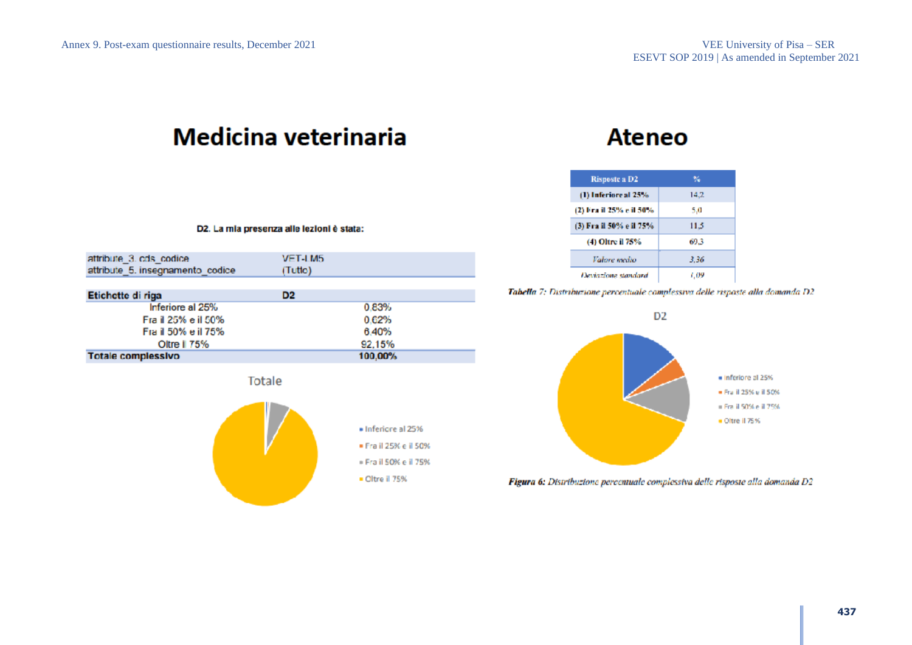# Medicina veterinaria

**D2. La mia presenza alle lezioni è stata:**

| attribute_3. cds_codice | VET-LM5 |
|---|---|
| attribute_5. insegnamento_codice | (Tutto) |

| Etichette di riga | D2 |
|---|---|
| Inferiore al 25% | 0,83% |
| Fra il 25% e il 50% | 0,62% |
| Fra il 50% e il 75% | 6,40% |
| Oltre il 75% | 92,15% |
| **Totale complessivo** | **100,00%** |

Totale

- Inferiore al 25%
- Fra il 25% e il 50%
- Fra il 50% e il 75%
- Oltre il 75%

# Ateneo

| Risposte a D2 | % |
|---|---|
| (1) Inferiore al 25% | 14,2 |
| (2) Fra il 25% e il 50% | 5,0 |
| (3) Fra il 50% e il 75% | 11,5 |
| (4) Oltre il 75% | 69,3 |
| *Valore medio* | *3,36* |
| *Deviazione standard* | *1,09* |

***Tabella 7:*** *Distribuzione percentuale complessiva delle risposte alla domanda D2*

D2

- Inferiore al 25%
- Fra il 25% e il 50%
- Fra il 50% e il 75%
- Oltre il 75%

***Figura 6:*** *Distribuzione percentuale complessiva delle risposte alla domanda D2*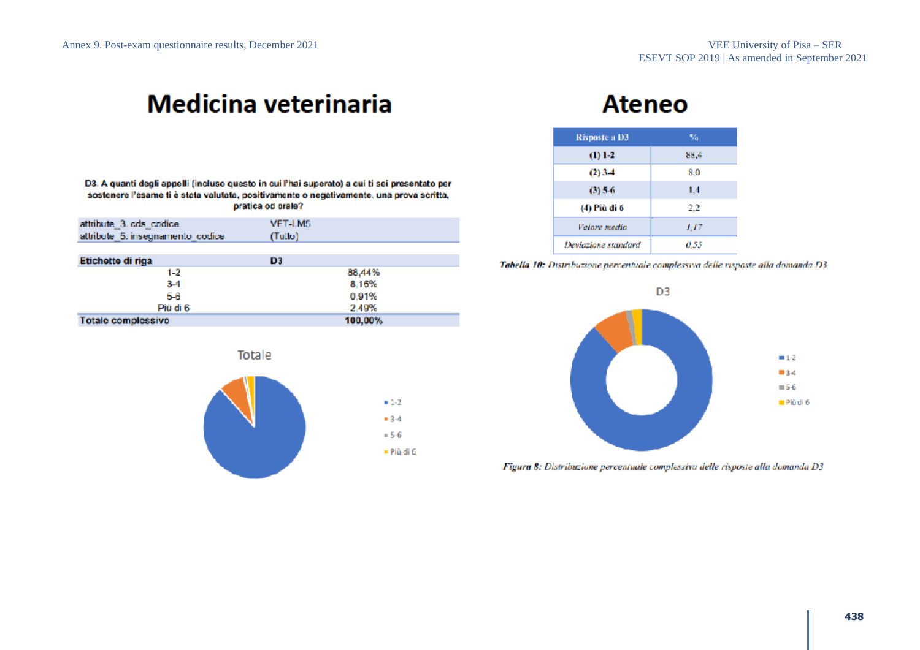# Medicina veterinaria

**D3. A quanti degli appelli (incluso questo in cui l'hai superato) a cui ti sei presentato per sostenere l'esame ti è stata valutata, positivamente o negativamente, una prova scritta, pratica od orale?**

| attribute_3. cds_codice | VET-LM5 |
|---|---|
| attribute_5. insegnamento_codice | (Tutto) |

| Etichette di riga | D3 |
|---|---|
| 1-2 | 88,44% |
| 3-4 | 8,16% |
| 5-6 | 0,91% |
| Più di 6 | 2,49% |
| **Totale complessivo** | **100,00%** |

Totale

- 1-2
- 3-4
- 5-6
- Più di 6

# Ateneo

| Risposte a D3 | % |
|---|---|
| (1) 1-2 | 88,4 |
| (2) 3-4 | 8,0 |
| (3) 5-6 | 1,4 |
| (4) Più di 6 | 2,2 |
| *Valore medio* | *1,17* |
| *Deviazione standard* | *0,55* |

***Tabella 10:*** *Distribuzione percentuale complessiva delle risposte alla domanda D3*

D3

- 1-2
- 3-4
- 5-6
- Più di 6

***Figura 8:*** *Distribuzione percentuale complessiva delle risposte alla domanda D3*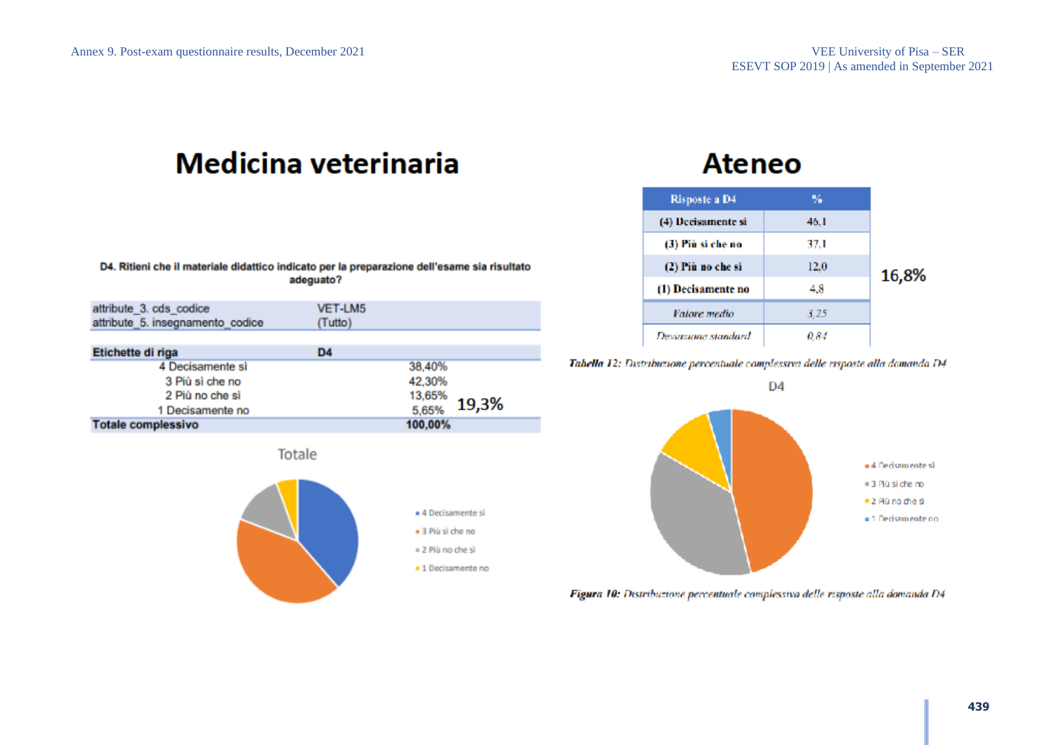# Medicina veterinaria

**D4. Ritieni che il materiale didattico indicato per la preparazione dell'esame sia risultato adeguato?**

| attribute_3. cds_codice | VET-LM5 |
|---|---|
| attribute_5. insegnamento_codice | (Tutto) |

| Etichette di riga | D4 | |
|---|---|---|
| 4 Decisamente sì | 38,40% | |
| 3 Più sì che no | 42,30% | |
| 2 Più no che sì | 13,65% | 19,3% |
| 1 Decisamente no | 5,65% | |
| **Totale complessivo** | **100,00%** | |

Totale

- 4 Decisamente sì
- 3 Più sì che no
- 2 Più no che sì
- 1 Decisamente no

# Ateneo

| Risposte a D4 | % | |
|---|---|---|
| (4) Decisamente sì | 46,1 | |
| (3) Più sì che no | 37,1 | |
| (2) Più no che sì | 12,0 | 16,8% |
| (1) Decisamente no | 4,8 | |
| *Valore medio* | *3,25* | |
| *Deviazione standard* | *0,84* | |

***Tabella 12:*** *Distribuzione percentuale complessiva delle risposte alla domanda D4*

D4

- 4 Decisamente sì
- 3 Più sì che no
- 2 Più no che sì
- 1 Decisamente no

***Figura 10:*** *Distribuzione percentuale complessiva delle risposte alla domanda D4*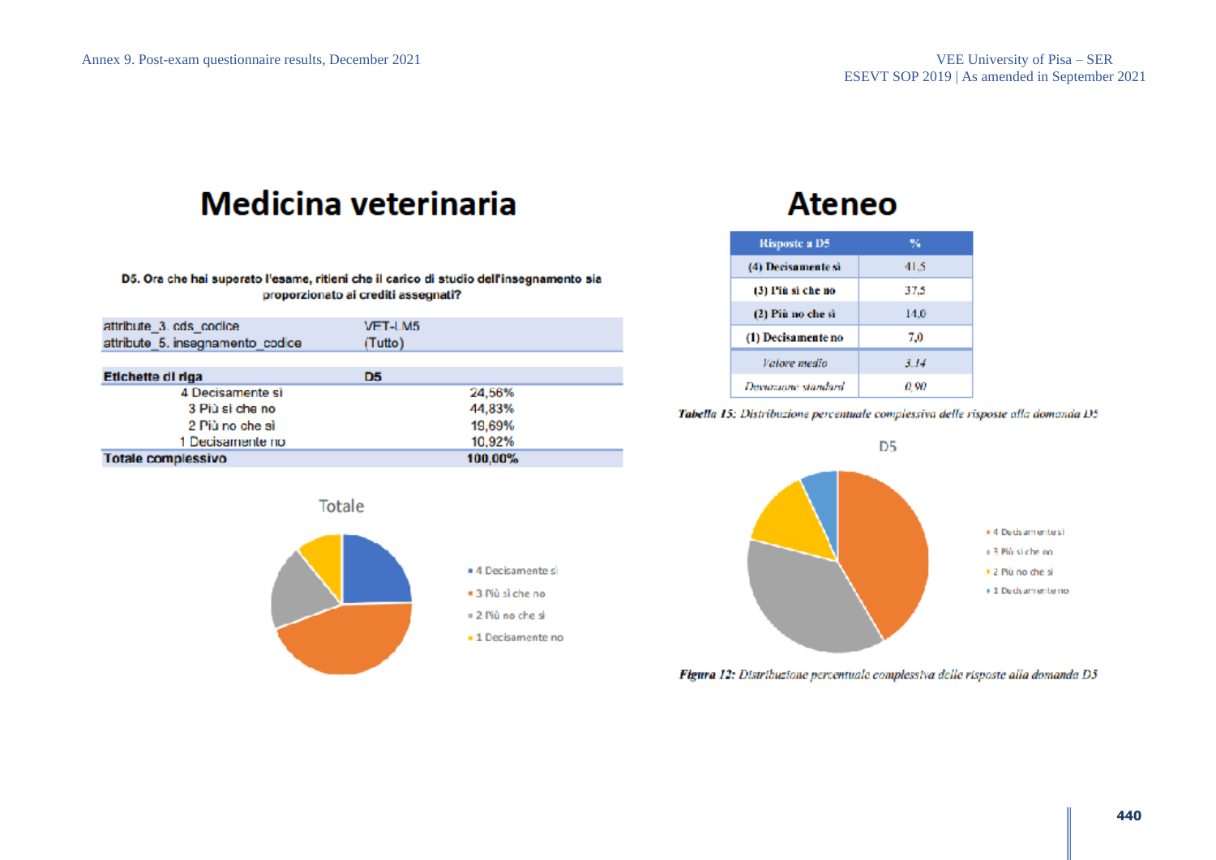# Medicina veterinaria

**D5. Ora che hai superato l'esame, ritieni che il carico di studio dell'insegnamento sia proporzionato ai crediti assegnati?**

| | |
|---|---|
| attribute_3. cds_codice | VET-LM5 |
| attribute_5. insegnamento_codice | (Tutto) |

| Etichette di riga | D5 |
|---|---|
| 4 Decisamente sì | 24,56% |
| 3 Più sì che no | 44,83% |
| 2 Più no che sì | 19,69% |
| 1 Decisamente no | 10,92% |
| **Totale complessivo** | **100,00%** |

Totale

- 4 Decisamente sì
- 3 Più sì che no
- 2 Più no che sì
- 1 Decisamente no

# Ateneo

| Risposte a D5 | % |
|---|---|
| (4) Decisamente sì | 41,5 |
| (3) Più sì che no | 37,5 |
| (2) Più no che sì | 14,0 |
| (1) Decisamente no | 7,0 |
| *Valore medio* | *3,14* |
| *Deviazione standard* | *0,90* |

***Tabella 15:*** *Distribuzione percentuale complessiva delle risposte alla domanda D5*

D5

- 4 Decisamente sì
- 3 Più sì che no
- 2 Più no che sì
- 1 Decisamente no

***Figura 12:*** *Distribuzione percentuale complessiva delle risposte alla domanda D5*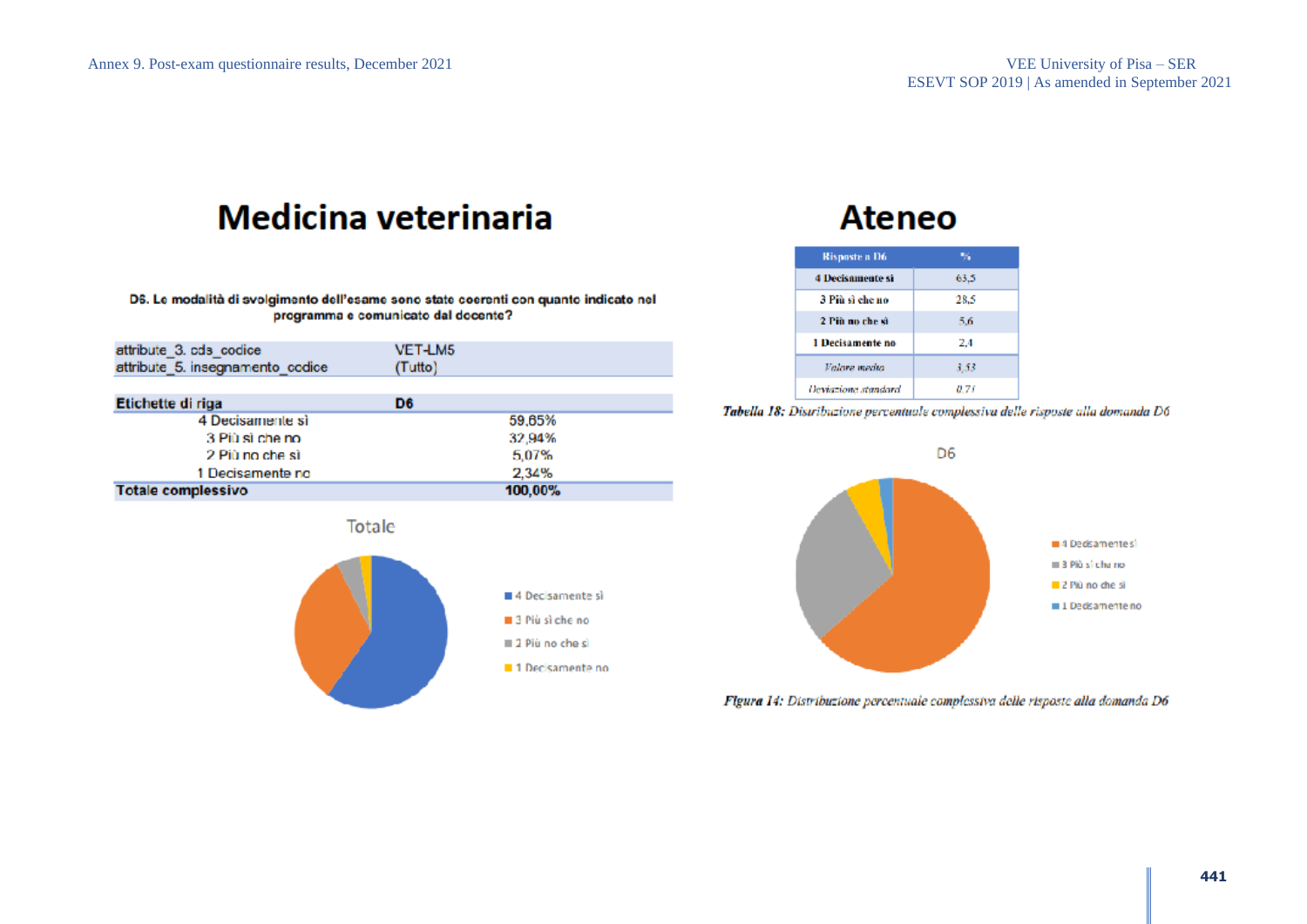# Medicina veterinaria

**D6. Le modalità di svolgimento dell'esame sono state coerenti con quanto indicato nel programma e comunicato dal docente?**

| | |
|---|---|
| attribute_3. cds_codice | VET-LM5 |
| attribute_5. insegnamento_codice | (Tutto) |

| Etichette di riga | D6 |
|---|---|
| 4 Decisamente sì | 59,65% |
| 3 Più sì che no | 32,94% |
| 2 Più no che sì | 5,07% |
| 1 Decisamente no | 2,34% |
| **Totale complessivo** | **100,00%** |

Totale

- 4 Decisamente sì
- 3 Più sì che no
- 2 Più no che sì
- 1 Decisamente no

# Ateneo

| Risposte a D6 | % |
|---|---|
| 4 Decisamente sì | 63,5 |
| 3 Più sì che no | 28,5 |
| 2 Più no che sì | 5,6 |
| 1 Decisamente no | 2,4 |
| *Valore medio* | *3,53* |
| *Deviazione standard* | *0,71* |

***Tabella 18:** Distribuzione percentuale complessiva delle risposte alla domanda D6*

D6

- 4 Decisamente sì
- 3 Più sì che no
- 2 Più no che sì
- 1 Decisamente no

***Figura 14:** Distribuzione percentuale complessiva delle risposte alla domanda D6*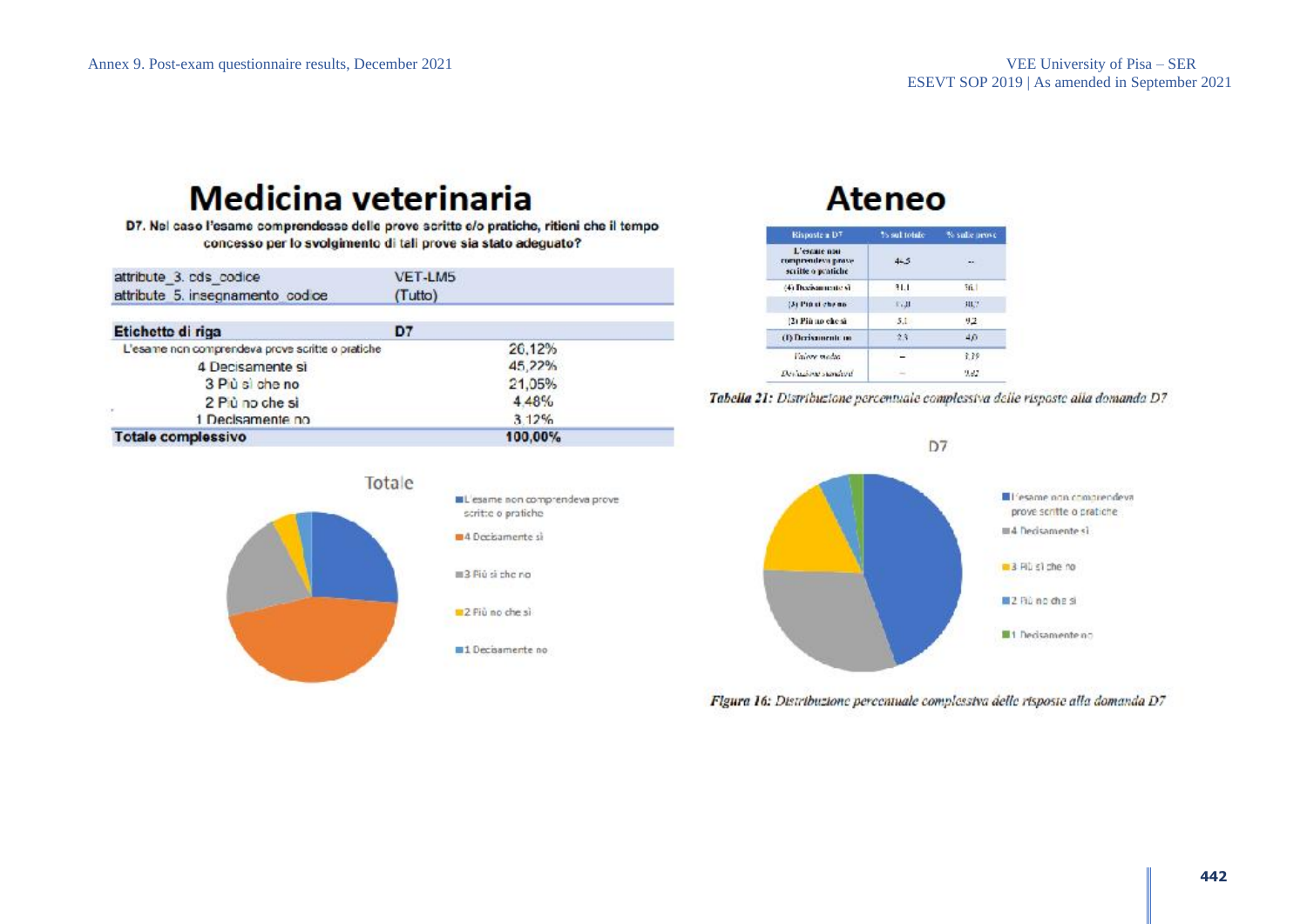# Medicina veterinaria

**D7. Nel caso l'esame comprendesse delle prove scritte e/o pratiche, ritieni che il tempo concesso per lo svolgimento di tali prove sia stato adeguato?**

| attribute_3. cds_codice | VET-LM5 |
|---|---|
| attribute_5. insegnamento_codice | (Tutto) |

| Etichette di riga | D7 |
|---|---|
| L'esame non comprendeva prove scritte o pratiche | 26,12% |
| 4 Decisamente sì | 45,22% |
| 3 Più sì che no | 21,05% |
| 2 Più no che sì | 4,48% |
| 1 Decisamente no | 3,12% |
| **Totale complessivo** | **100,00%** |

Totale

- L'esame non comprendeva prove scritte o pratiche
- 4 Decisamente sì
- 3 Più sì che no
- 2 Più no che sì
- 1 Decisamente no

# Ateneo

| Risposte a D7 | % sul totale | % sulle prove |
|---|---|---|
| L'esame non comprendeva prove scritte o pratiche | 44,5 | -- |
| (4) Decisamente sì | 31,1 | 56,1 |
| (3) Più sì che no | 17,3 | 31,2 |
| (2) Più no che sì | 5,1 | 9,2 |
| (1) Decisamente no | 2,3 | 4,0 |
| Valore medio | -- | 3,39 |
| Deviazione standard | -- | 0,82 |

***Tabella 21:** Distribuzione percentuale complessiva delle risposte alla domanda D7*

D7

- L'esame non comprendeva prove scritte o pratiche
- 4 Decisamente sì
- 3 Più sì che no
- 2 Più no che sì
- 1 Decisamente no

***Figura 16:** Distribuzione percentuale complessiva delle risposte alla domanda D7*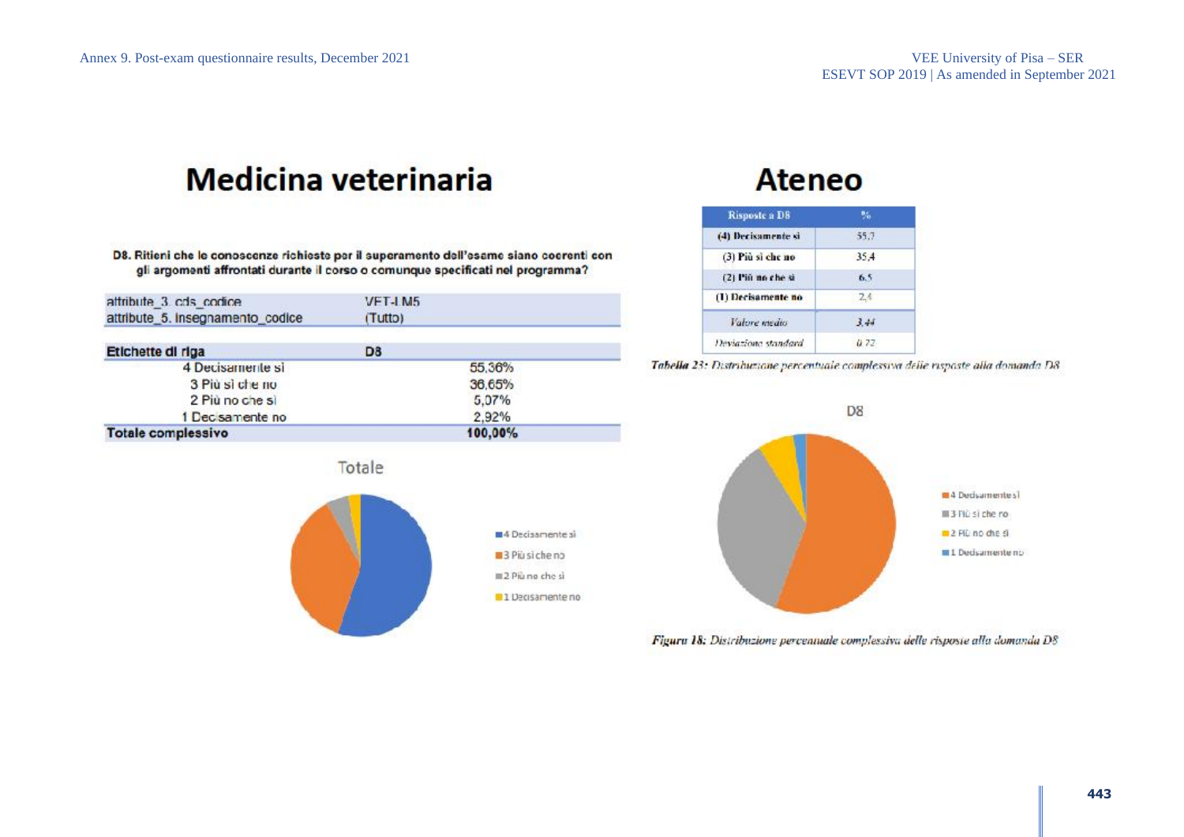# Medicina veterinaria

**D8. Ritieni che le conoscenze richieste per il superamento dell'esame siano coerenti con gli argomenti affrontati durante il corso o comunque specificati nel programma?**

| | |
|---|---|
| attribute_3. cds_codice | VET-LM5 |
| attribute_5. insegnamento_codice | (Tutto) |

| Etichette di riga | D8 |
|---|---|
| 4 Decisamente sì | 55,36% |
| 3 Più sì che no | 36,65% |
| 2 Più no che sì | 5,07% |
| 1 Decisamente no | 2,92% |
| **Totale complessivo** | **100,00%** |

Totale

4 Decisamente sì
3 Più sì che no
2 Più no che sì
1 Decisamente no

# Ateneo

| Risposte a D8 | % |
|---|---|
| (4) Decisamente sì | 55,7 |
| (3) Più sì che no | 35,4 |
| (2) Più no che sì | 6,5 |
| (1) Decisamente no | 2,4 |
| *Valore medio* | *3,44* |
| *Deviazione standard* | *0,72* |

***Tabella 23:*** *Distribuzione percentuale complessiva delle risposte alla domanda D8*

D8

4 Decisamente sì
3 Più sì che no
2 Più no che sì
1 Decisamente no

***Figura 18:*** *Distribuzione percentuale complessiva delle risposte alla domanda D8*